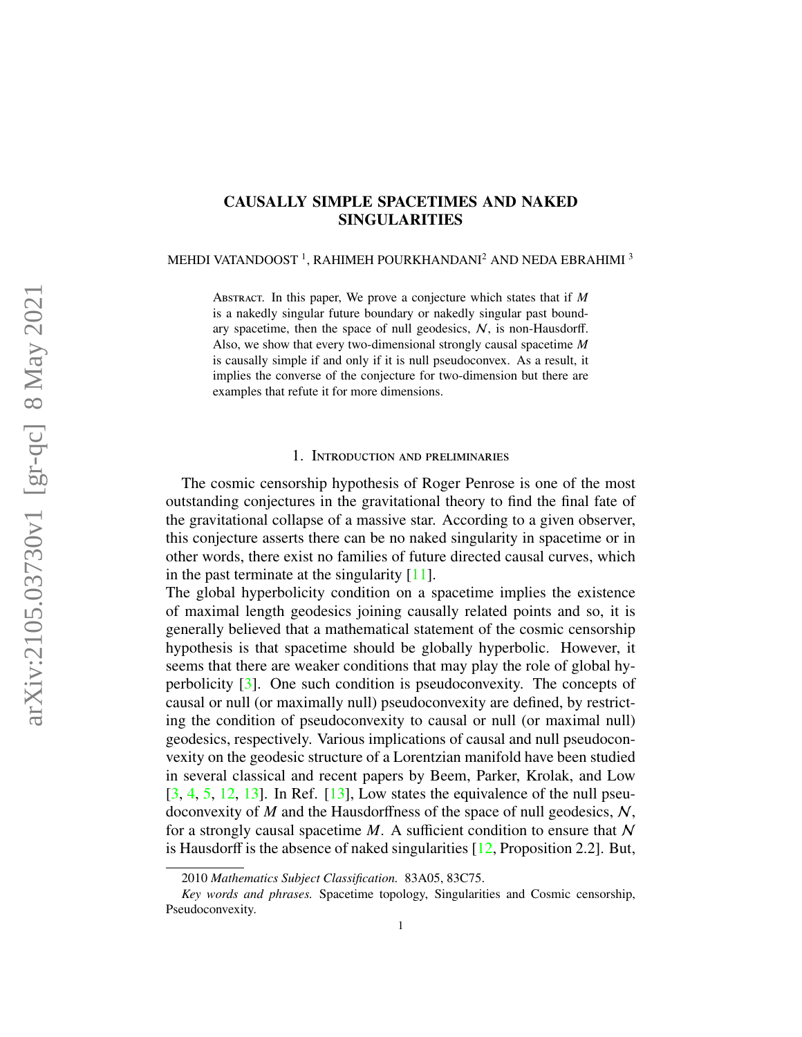# CAUSALLY SIMPLE SPACETIMES AND NAKED SINGULARITIES

MEHDI VATANDOOST [1], RAHIMEH POURKHANDANI[2] AND NEDA EBRAHIMI [3]

Abstract. In this paper, We prove a conjecture which states that if $M$ is a nakedly singular future boundary or nakedly singular past boundary spacetime, then the space of null geodesics, $\mathcal{N}$, is non-Hausdorff. Also, we show that every two-dimensional strongly causal spacetime $M$ is causally simple if and only if it is null pseudoconvex. As a result, it implies the converse of the conjecture for two-dimension but there are examples that refute it for more dimensions.

## 1. Introduction and preliminaries

The cosmic censorship hypothesis of Roger Penrose is one of the most outstanding conjectures in the gravitational theory to find the final fate of the gravitational collapse of a massive star. According to a given observer, this conjecture asserts there can be no naked singularity in spacetime or in other words, there exist no families of future directed causal curves, which in the past terminate at the singularity [11].

The global hyperbolicity condition on a spacetime implies the existence of maximal length geodesics joining causally related points and so, it is generally believed that a mathematical statement of the cosmic censorship hypothesis is that spacetime should be globally hyperbolic. However, it seems that there are weaker conditions that may play the role of global hyperbolicity [3]. One such condition is pseudoconvexity. The concepts of causal or null (or maximally null) pseudoconvexity are defined, by restricting the condition of pseudoconvexity to causal or null (or maximal null) geodesics, respectively. Various implications of causal and null pseudoconvexity on the geodesic structure of a Lorentzian manifold have been studied in several classical and recent papers by Beem, Parker, Krolak, and Low [3, 4, 5, 12, 13]. In Ref. [13], Low states the equivalence of the null pseudoconvexity of $M$ and the Hausdorffness of the space of null geodesics, $\mathcal{N}$, for a strongly causal spacetime $M$. A sufficient condition to ensure that $\mathcal{N}$ is Hausdorff is the absence of naked singularities [12, Proposition 2.2]. But,

2010 *Mathematics Subject Classification.* 83A05, 83C75.

*Key words and phrases.* Spacetime topology, Singularities and Cosmic censorship, Pseudoconvexity.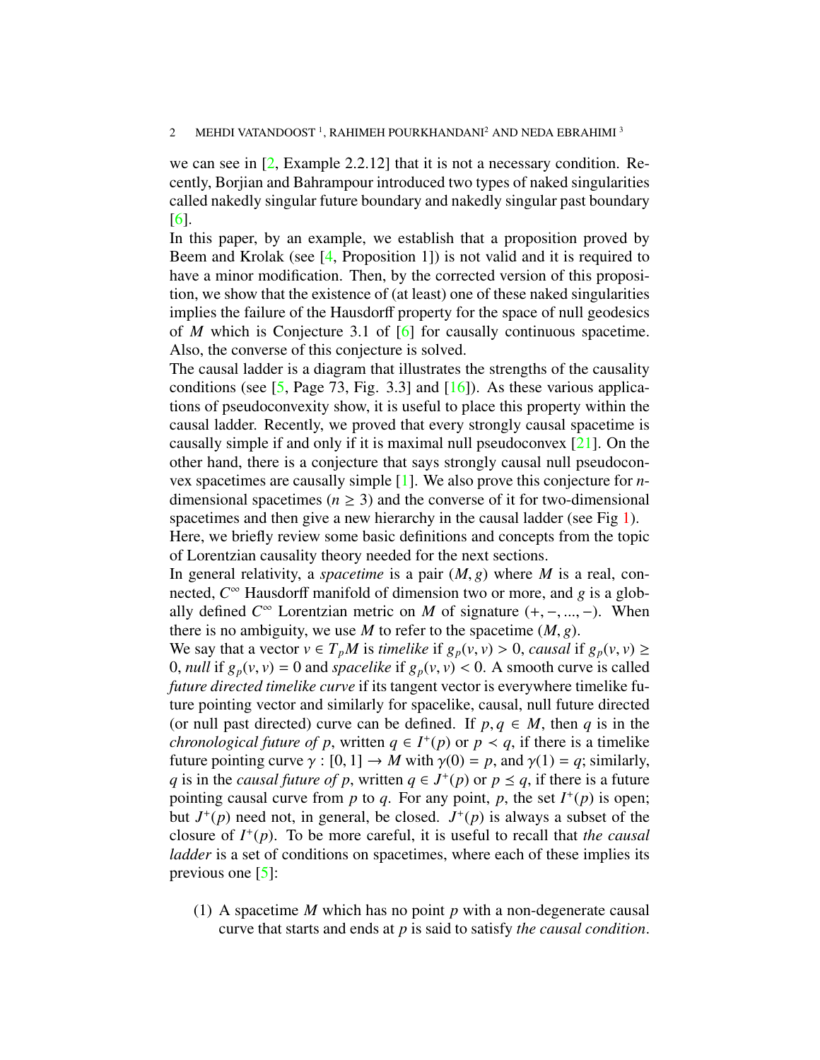we can see in [2, Example 2.2.12] that it is not a necessary condition. Recently, Borjian and Bahrampour introduced two types of naked singularities called nakedly singular future boundary and nakedly singular past boundary [6].

In this paper, by an example, we establish that a proposition proved by Beem and Krolak (see [4, Proposition 1]) is not valid and it is required to have a minor modification. Then, by the corrected version of this proposition, we show that the existence of (at least) one of these naked singularities implies the failure of the Hausdorff property for the space of null geodesics of $M$ which is Conjecture 3.1 of [6] for causally continuous spacetime. Also, the converse of this conjecture is solved.

The causal ladder is a diagram that illustrates the strengths of the causality conditions (see [5, Page 73, Fig. 3.3] and [16]). As these various applications of pseudoconvexity show, it is useful to place this property within the causal ladder. Recently, we proved that every strongly causal spacetime is causally simple if and only if it is maximal null pseudoconvex [21]. On the other hand, there is a conjecture that says strongly causal null pseudoconvex spacetimes are causally simple [1]. We also prove this conjecture for $n$-dimensional spacetimes ($n \geq 3$) and the converse of it for two-dimensional spacetimes and then give a new hierarchy in the causal ladder (see Fig 1).

Here, we briefly review some basic definitions and concepts from the topic of Lorentzian causality theory needed for the next sections.

In general relativity, a *spacetime* is a pair $(M, g)$ where $M$ is a real, connected, $C^\infty$ Hausdorff manifold of dimension two or more, and $g$ is a globally defined $C^\infty$ Lorentzian metric on $M$ of signature $(+, -, ..., -)$. When there is no ambiguity, we use $M$ to refer to the spacetime $(M, g)$.

We say that a vector $v \in T_pM$ is *timelike* if $g_p(v, v) > 0$, *causal* if $g_p(v, v) \geq 0$, *null* if $g_p(v, v) = 0$ and *spacelike* if $g_p(v, v) < 0$. A smooth curve is called *future directed timelike curve* if its tangent vector is everywhere timelike future pointing vector and similarly for spacelike, causal, null future directed (or null past directed) curve can be defined. If $p, q \in M$, then $q$ is in the *chronological future of* $p$, written $q \in I^+(p)$ or $p \prec q$, if there is a timelike future pointing curve $\gamma : [0, 1] \to M$ with $\gamma(0) = p$, and $\gamma(1) = q$; similarly, $q$ is in the *causal future of* $p$, written $q \in J^+(p)$ or $p \preceq q$, if there is a future pointing causal curve from $p$ to $q$. For any point, $p$, the set $I^+(p)$ is open; but $J^+(p)$ need not, in general, be closed. $J^+(p)$ is always a subset of the closure of $I^+(p)$. To be more careful, it is useful to recall that *the causal ladder* is a set of conditions on spacetimes, where each of these implies its previous one [5]:

(1) A spacetime $M$ which has no point $p$ with a non-degenerate causal curve that starts and ends at $p$ is said to satisfy *the causal condition*.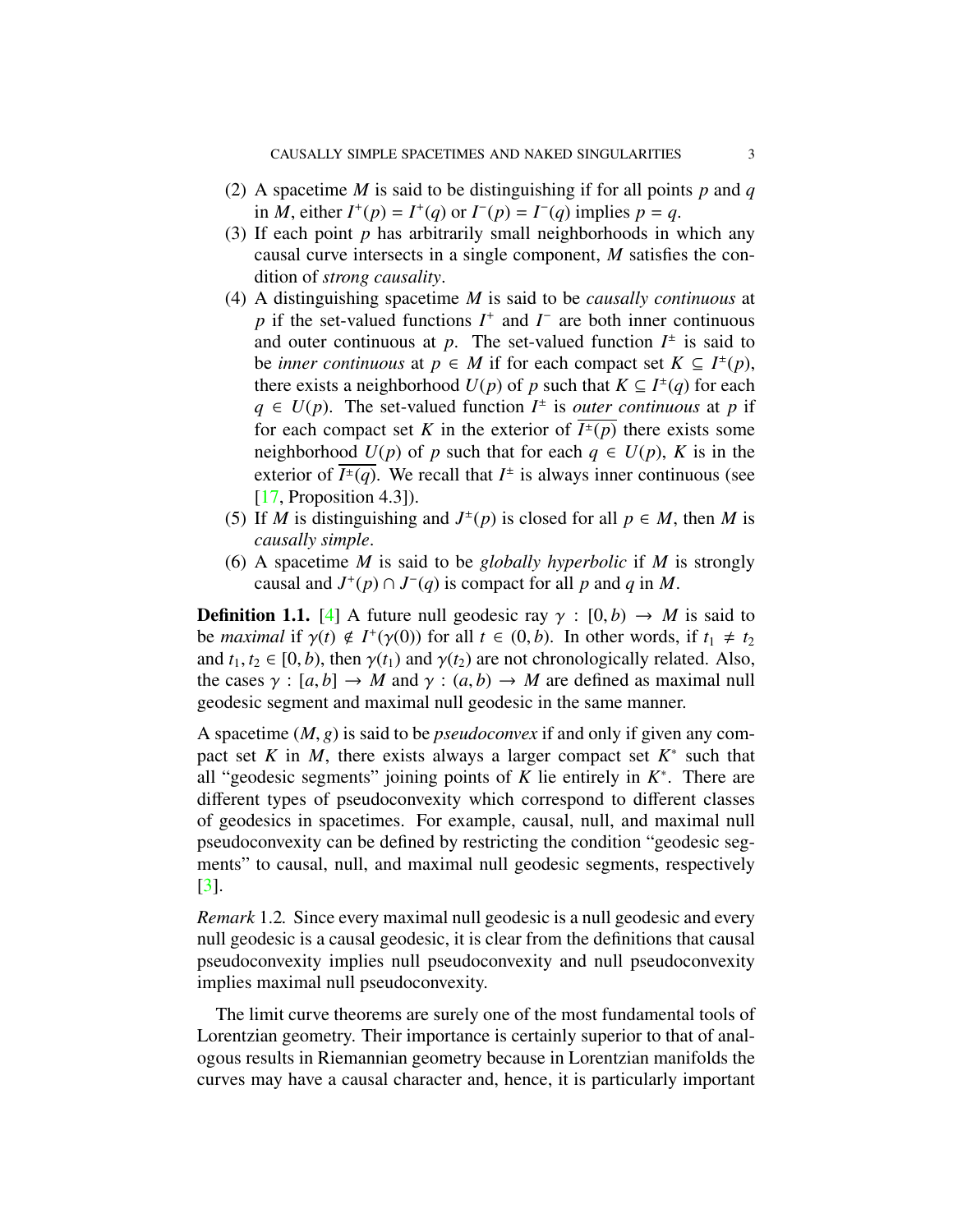(2) A spacetime $M$ is said to be distinguishing if for all points $p$ and $q$ in $M$, either $I^+(p) = I^+(q)$ or $I^-(p) = I^-(q)$ implies $p = q$.
(3) If each point $p$ has arbitrarily small neighborhoods in which any causal curve intersects in a single component, $M$ satisfies the condition of *strong causality*.
(4) A distinguishing spacetime $M$ is said to be *causally continuous* at $p$ if the set-valued functions $I^+$ and $I^-$ are both inner continuous and outer continuous at $p$. The set-valued function $I^\pm$ is said to be *inner continuous* at $p \in M$ if for each compact set $K \subseteq I^\pm(p)$, there exists a neighborhood $U(p)$ of $p$ such that $K \subseteq I^\pm(q)$ for each $q \in U(p)$. The set-valued function $I^\pm$ is *outer continuous* at $p$ if for each compact set $K$ in the exterior of $\overline{I^\pm(p)}$ there exists some neighborhood $U(p)$ of $p$ such that for each $q \in U(p)$, $K$ is in the exterior of $\overline{I^\pm(q)}$. We recall that $I^\pm$ is always inner continuous (see [17, Proposition 4.3]).
(5) If $M$ is distinguishing and $J^\pm(p)$ is closed for all $p \in M$, then $M$ is *causally simple*.
(6) A spacetime $M$ is said to be *globally hyperbolic* if $M$ is strongly causal and $J^+(p) \cap J^-(q)$ is compact for all $p$ and $q$ in $M$.

**Definition 1.1.** [4] A future null geodesic ray $\gamma : [0, b) \to M$ is said to be *maximal* if $\gamma(t) \notin I^+(\gamma(0))$ for all $t \in (0, b)$. In other words, if $t_1 \neq t_2$ and $t_1, t_2 \in [0, b)$, then $\gamma(t_1)$ and $\gamma(t_2)$ are not chronologically related. Also, the cases $\gamma : [a, b] \to M$ and $\gamma : (a, b) \to M$ are defined as maximal null geodesic segment and maximal null geodesic in the same manner.

A spacetime $(M, g)$ is said to be *pseudoconvex* if and only if given any compact set $K$ in $M$, there exists always a larger compact set $K^*$ such that all "geodesic segments" joining points of $K$ lie entirely in $K^*$. There are different types of pseudoconvexity which correspond to different classes of geodesics in spacetimes. For example, causal, null, and maximal null pseudoconvexity can be defined by restricting the condition "geodesic segments" to causal, null, and maximal null geodesic segments, respectively [3].

*Remark* 1.2. Since every maximal null geodesic is a null geodesic and every null geodesic is a causal geodesic, it is clear from the definitions that causal pseudoconvexity implies null pseudoconvexity and null pseudoconvexity implies maximal null pseudoconvexity.

The limit curve theorems are surely one of the most fundamental tools of Lorentzian geometry. Their importance is certainly superior to that of analogous results in Riemannian geometry because in Lorentzian manifolds the curves may have a causal character and, hence, it is particularly important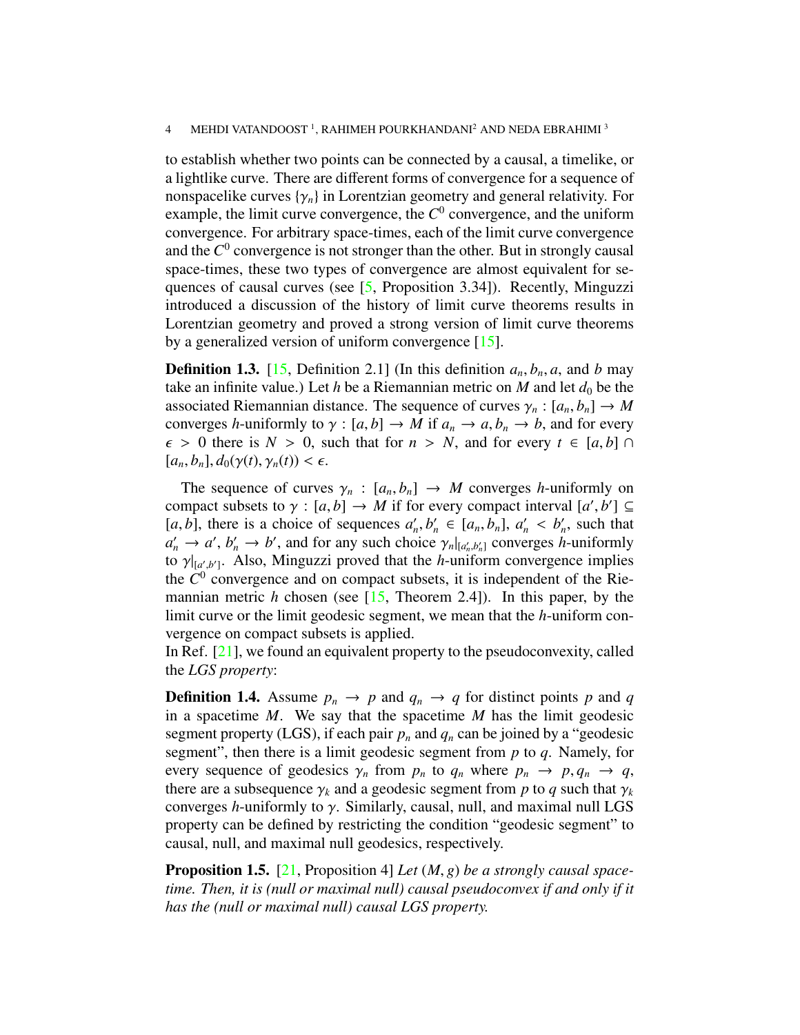to establish whether two points can be connected by a causal, a timelike, or a lightlike curve. There are different forms of convergence for a sequence of nonspacelike curves $\{\gamma_n\}$ in Lorentzian geometry and general relativity. For example, the limit curve convergence, the $C^0$ convergence, and the uniform convergence. For arbitrary space-times, each of the limit curve convergence and the $C^0$ convergence is not stronger than the other. But in strongly causal space-times, these two types of convergence are almost equivalent for sequences of causal curves (see [5, Proposition 3.34]). Recently, Minguzzi introduced a discussion of the history of limit curve theorems results in Lorentzian geometry and proved a strong version of limit curve theorems by a generalized version of uniform convergence [15].

**Definition 1.3.** [15, Definition 2.1] (In this definition $a_n, b_n, a$, and $b$ may take an infinite value.) Let $h$ be a Riemannian metric on $M$ and let $d_0$ be the associated Riemannian distance. The sequence of curves $\gamma_n : [a_n, b_n] \to M$ converges $h$-uniformly to $\gamma : [a, b] \to M$ if $a_n \to a, b_n \to b$, and for every $\epsilon > 0$ there is $N > 0$, such that for $n > N$, and for every $t \in [a, b] \cap [a_n, b_n], d_0(\gamma(t), \gamma_n(t)) < \epsilon$.

The sequence of curves $\gamma_n : [a_n, b_n] \to M$ converges $h$-uniformly on compact subsets to $\gamma : [a, b] \to M$ if for every compact interval $[a', b'] \subseteq [a, b]$, there is a choice of sequences $a'_n, b'_n \in [a_n, b_n]$, $a'_n < b'_n$, such that $a'_n \to a'$, $b'_n \to b'$, and for any such choice $\gamma_n|_{[a'_n, b'_n]}$ converges $h$-uniformly to $\gamma|_{[a', b']}$. Also, Minguzzi proved that the $h$-uniform convergence implies the $C^0$ convergence and on compact subsets, it is independent of the Riemannian metric $h$ chosen (see [15, Theorem 2.4]). In this paper, by the limit curve or the limit geodesic segment, we mean that the $h$-uniform convergence on compact subsets is applied.

In Ref. [21], we found an equivalent property to the pseudoconvexity, called the *LGS property*:

**Definition 1.4.** Assume $p_n \to p$ and $q_n \to q$ for distinct points $p$ and $q$ in a spacetime $M$. We say that the spacetime $M$ has the limit geodesic segment property (LGS), if each pair $p_n$ and $q_n$ can be joined by a "geodesic segment", then there is a limit geodesic segment from $p$ to $q$. Namely, for every sequence of geodesics $\gamma_n$ from $p_n$ to $q_n$ where $p_n \to p, q_n \to q$, there are a subsequence $\gamma_k$ and a geodesic segment from $p$ to $q$ such that $\gamma_k$ converges $h$-uniformly to $\gamma$. Similarly, causal, null, and maximal null LGS property can be defined by restricting the condition "geodesic segment" to causal, null, and maximal null geodesics, respectively.

**Proposition 1.5.** [21, Proposition 4] *Let $(M, g)$ be a strongly causal spacetime. Then, it is (null or maximal null) causal pseudoconvex if and only if it has the (null or maximal null) causal LGS property.*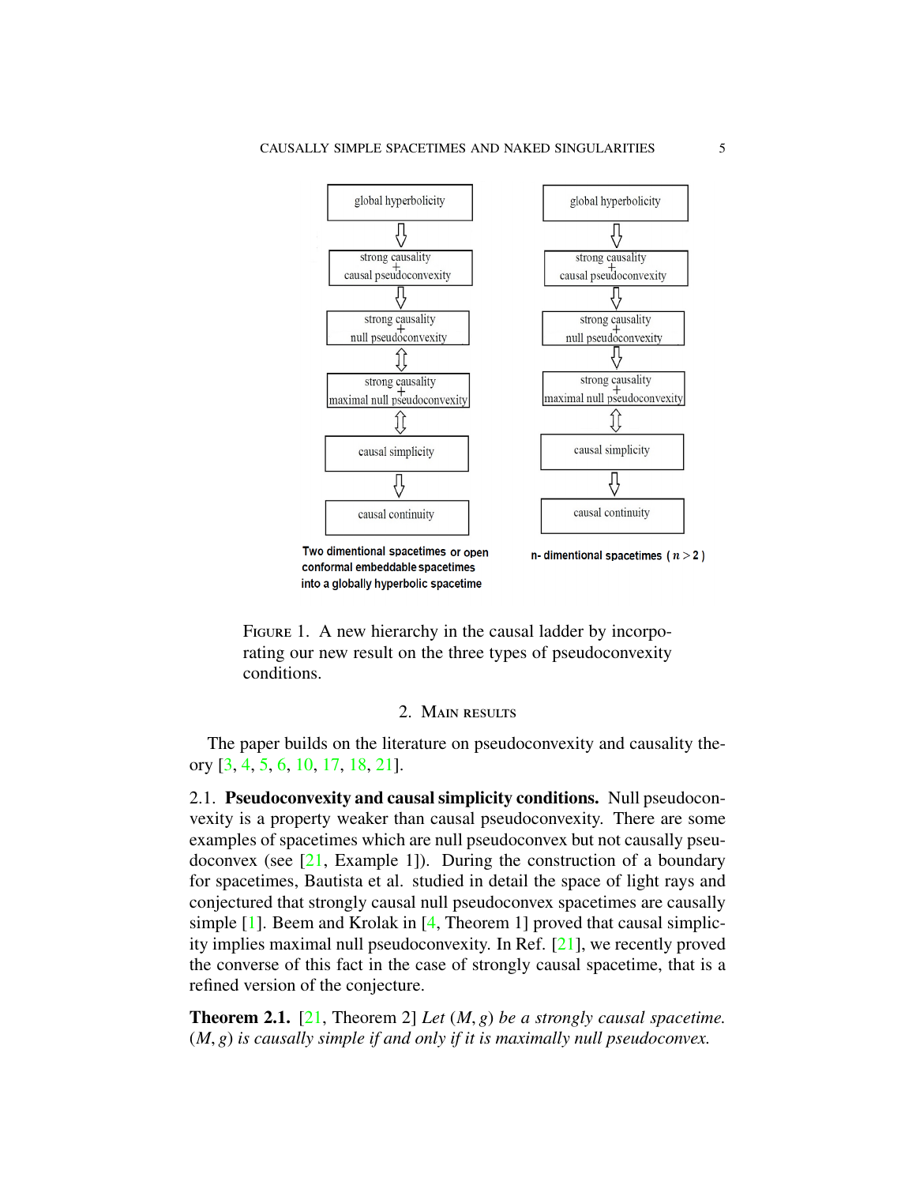global hyperbolicity
⇓
strong causality + causal pseudoconvexity
⇓
strong causality + null pseudoconvexity
⇕
strong causality + maximal null pseudoconvexity
⇕
causal simplicity
⇓
causal continuity

Two dimentional spacetimes or open conformal embeddable spacetimes into a globally hyperbolic spacetime

global hyperbolicity
⇓
strong causality + causal pseudoconvexity
⇓
strong causality + null pseudoconvexity
⇓
strong causality + maximal null pseudoconvexity
⇕
causal simplicity
⇓
causal continuity

n- dimentional spacetimes ( $n > 2$ )

FIGURE 1. A new hierarchy in the causal ladder by incorporating our new result on the three types of pseudoconvexity conditions.

## 2. MAIN RESULTS

The paper builds on the literature on pseudoconvexity and causality theory [3, 4, 5, 6, 10, 17, 18, 21].

### 2.1. Pseudoconvexity and causal simplicity conditions.

Null pseudoconvexity is a property weaker than causal pseudoconvexity. There are some examples of spacetimes which are null pseudoconvex but not causally pseudoconvex (see [21, Example 1]). During the construction of a boundary for spacetimes, Bautista et al. studied in detail the space of light rays and conjectured that strongly causal null pseudoconvex spacetimes are causally simple [1]. Beem and Krolak in [4, Theorem 1] proved that causal simplicity implies maximal null pseudoconvexity. In Ref. [21], we recently proved the converse of this fact in the case of strongly causal spacetime, that is a refined version of the conjecture.

**Theorem 2.1.** [21, Theorem 2] *Let $(M, g)$ be a strongly causal spacetime. $(M, g)$ is causally simple if and only if it is maximally null pseudoconvex.*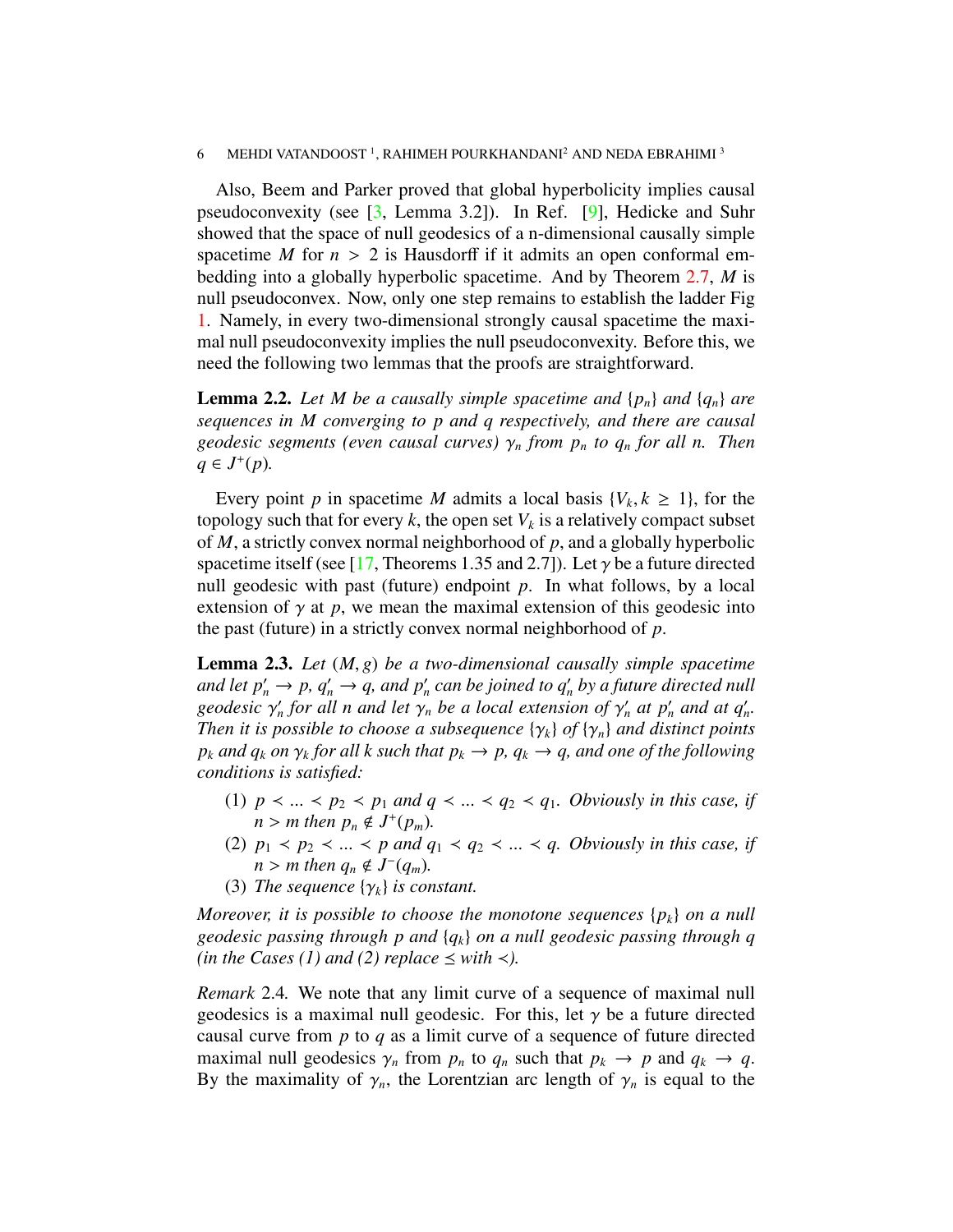Also, Beem and Parker proved that global hyperbolicity implies causal pseudoconvexity (see [3, Lemma 3.2]). In Ref. [9], Hedicke and Suhr showed that the space of null geodesics of a n-dimensional causally simple spacetime $M$ for $n > 2$ is Hausdorff if it admits an open conformal embedding into a globally hyperbolic spacetime. And by Theorem 2.7, $M$ is null pseudoconvex. Now, only one step remains to establish the ladder Fig 1. Namely, in every two-dimensional strongly causal spacetime the maximal null pseudoconvexity implies the null pseudoconvexity. Before this, we need the following two lemmas that the proofs are straightforward.

**Lemma 2.2.** *Let $M$ be a causally simple spacetime and $\{p_n\}$ and $\{q_n\}$ are sequences in $M$ converging to $p$ and $q$ respectively, and there are causal geodesic segments (even causal curves) $\gamma_n$ from $p_n$ to $q_n$ for all $n$. Then $q \in J^+(p)$.*

Every point $p$ in spacetime $M$ admits a local basis $\{V_k, k \geq 1\}$, for the topology such that for every $k$, the open set $V_k$ is a relatively compact subset of $M$, a strictly convex normal neighborhood of $p$, and a globally hyperbolic spacetime itself (see [17, Theorems 1.35 and 2.7]). Let $\gamma$ be a future directed null geodesic with past (future) endpoint $p$. In what follows, by a local extension of $\gamma$ at $p$, we mean the maximal extension of this geodesic into the past (future) in a strictly convex normal neighborhood of $p$.

**Lemma 2.3.** *Let $(M, g)$ be a two-dimensional causally simple spacetime and let $p'_n \to p$, $q'_n \to q$, and $p'_n$ can be joined to $q'_n$ by a future directed null geodesic $\gamma'_n$ for all $n$ and let $\gamma_n$ be a local extension of $\gamma'_n$ at $p'_n$ and at $q'_n$. Then it is possible to choose a subsequence $\{\gamma_k\}$ of $\{\gamma_n\}$ and distinct points $p_k$ and $q_k$ on $\gamma_k$ for all $k$ such that $p_k \to p$, $q_k \to q$, and one of the following conditions is satisfied:*

1. *$p \prec ... \prec p_2 \prec p_1$ and $q \prec ... \prec q_2 \prec q_1$. Obviously in this case, if $n > m$ then $p_n \notin J^+(p_m)$.*
2. *$p_1 \prec p_2 \prec ... \prec p$ and $q_1 \prec q_2 \prec ... \prec q$. Obviously in this case, if $n > m$ then $q_n \notin J^-(q_m)$.*
3. *The sequence $\{\gamma_k\}$ is constant.*

*Moreover, it is possible to choose the monotone sequences $\{p_k\}$ on a null geodesic passing through $p$ and $\{q_k\}$ on a null geodesic passing through $q$ (in the Cases (1) and (2) replace $\leq$ with $\prec$).*

*Remark* 2.4. We note that any limit curve of a sequence of maximal null geodesics is a maximal null geodesic. For this, let $\gamma$ be a future directed causal curve from $p$ to $q$ as a limit curve of a sequence of future directed maximal null geodesics $\gamma_n$ from $p_n$ to $q_n$ such that $p_k \to p$ and $q_k \to q$. By the maximality of $\gamma_n$, the Lorentzian arc length of $\gamma_n$ is equal to the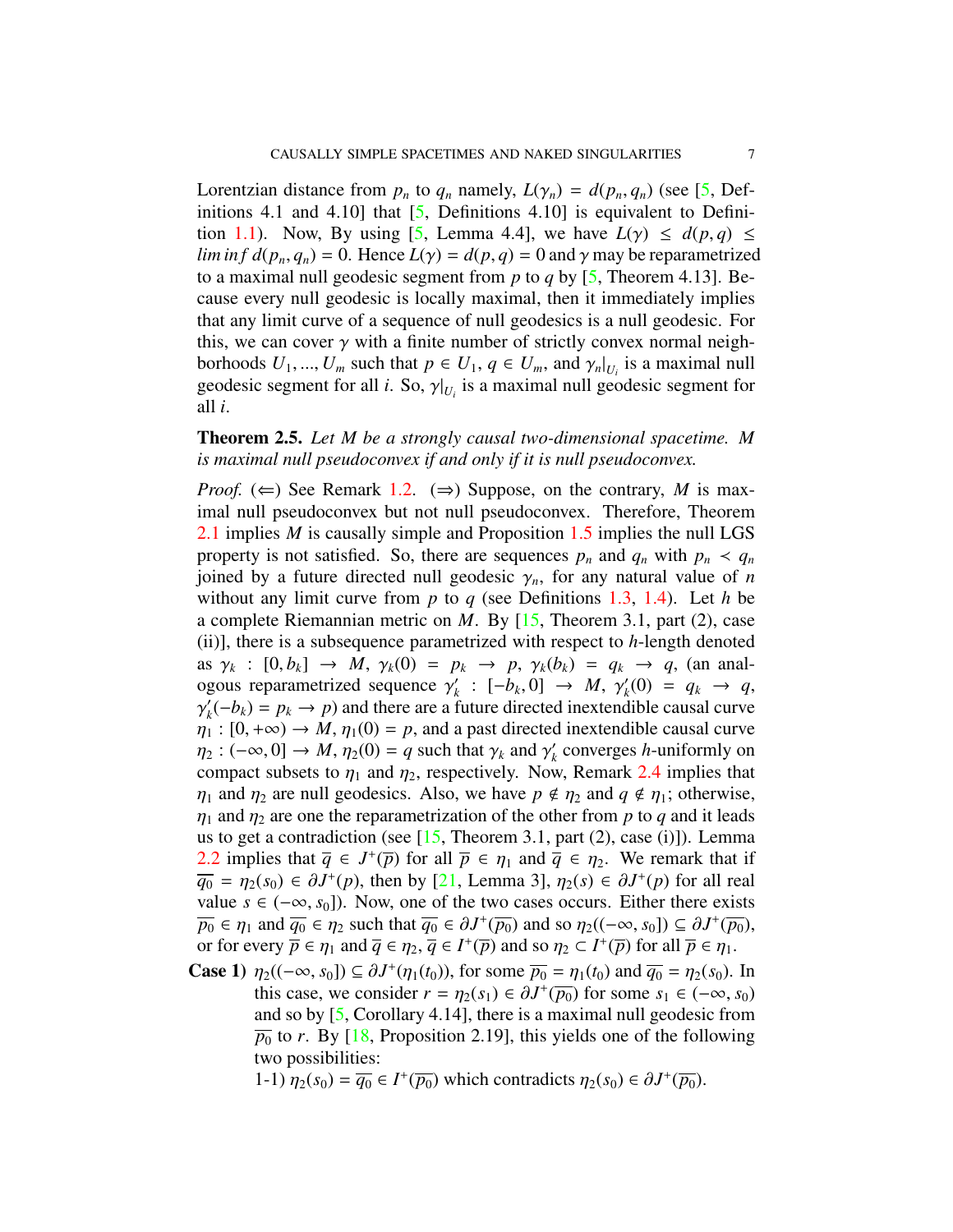Lorentzian distance from $p_n$ to $q_n$ namely, $L(\gamma_n) = d(p_n, q_n)$ (see [5, Definitions 4.1 and 4.10] that [5, Definitions 4.10] is equivalent to Definition 1.1). Now, By using [5, Lemma 4.4], we have $L(\gamma) \leq d(p,q) \leq \liminf d(p_n, q_n) = 0$. Hence $L(\gamma) = d(p,q) = 0$ and $\gamma$ may be reparametrized to a maximal null geodesic segment from $p$ to $q$ by [5, Theorem 4.13]. Because every null geodesic is locally maximal, then it immediately implies that any limit curve of a sequence of null geodesics is a null geodesic. For this, we can cover $\gamma$ with a finite number of strictly convex normal neighborhoods $U_1, ..., U_m$ such that $p \in U_1$, $q \in U_m$, and $\gamma_n|_{U_i}$ is a maximal null geodesic segment for all $i$. So, $\gamma|_{U_i}$ is a maximal null geodesic segment for all $i$.

**Theorem 2.5.** *Let $M$ be a strongly causal two-dimensional spacetime. $M$ is maximal null pseudoconvex if and only if it is null pseudoconvex.*

*Proof.* ($\Leftarrow$) See Remark 1.2. ($\Rightarrow$) Suppose, on the contrary, $M$ is maximal null pseudoconvex but not null pseudoconvex. Therefore, Theorem 2.1 implies $M$ is causally simple and Proposition 1.5 implies the null LGS property is not satisfied. So, there are sequences $p_n$ and $q_n$ with $p_n \prec q_n$ joined by a future directed null geodesic $\gamma_n$, for any natural value of $n$ without any limit curve from $p$ to $q$ (see Definitions 1.3, 1.4). Let $h$ be a complete Riemannian metric on $M$. By [15, Theorem 3.1, part (2), case (ii)], there is a subsequence parametrized with respect to $h$-length denoted as $\gamma_k : [0, b_k] \to M$, $\gamma_k(0) = p_k \to p$, $\gamma_k(b_k) = q_k \to q$, (an analogous reparametrized sequence $\gamma'_k : [-b_k, 0] \to M$, $\gamma'_k(0) = q_k \to q$, $\gamma'_k(-b_k) = p_k \to p$) and there are a future directed inextendible causal curve $\eta_1 : [0, +\infty) \to M$, $\eta_1(0) = p$, and a past directed inextendible causal curve $\eta_2 : (-\infty, 0] \to M$, $\eta_2(0) = q$ such that $\gamma_k$ and $\gamma'_k$ converges $h$-uniformly on compact subsets to $\eta_1$ and $\eta_2$, respectively. Now, Remark 2.4 implies that $\eta_1$ and $\eta_2$ are null geodesics. Also, we have $p \notin \eta_2$ and $q \notin \eta_1$; otherwise, $\eta_1$ and $\eta_2$ are one the reparametrization of the other from $p$ to $q$ and it leads us to get a contradiction (see [15, Theorem 3.1, part (2), case (i)]). Lemma 2.2 implies that $\overline{q} \in J^+(\overline{p})$ for all $\overline{p} \in \eta_1$ and $\overline{q} \in \eta_2$. We remark that if $\overline{q_0} = \eta_2(s_0) \in \partial J^+(p)$, then by [21, Lemma 3], $\eta_2(s) \in \partial J^+(p)$ for all real value $s \in (-\infty, s_0]$). Now, one of the two cases occurs. Either there exists $\overline{p_0} \in \eta_1$ and $\overline{q_0} \in \eta_2$ such that $\overline{q_0} \in \partial J^+(\overline{p_0})$ and so $\eta_2((-\infty, s_0]) \subseteq \partial J^+(\overline{p_0})$, or for every $\overline{p} \in \eta_1$ and $\overline{q} \in \eta_2$, $\overline{q} \in I^+(\overline{p})$ and so $\eta_2 \subset I^+(\overline{p})$ for all $\overline{p} \in \eta_1$.

**Case 1)** $\eta_2((-\infty, s_0]) \subseteq \partial J^+(\eta_1(t_0))$, for some $\overline{p_0} = \eta_1(t_0)$ and $\overline{q_0} = \eta_2(s_0)$. In this case, we consider $r = \eta_2(s_1) \in \partial J^+(\overline{p_0})$ for some $s_1 \in (-\infty, s_0)$ and so by [5, Corollary 4.14], there is a maximal null geodesic from $\overline{p_0}$ to $r$. By [18, Proposition 2.19], this yields one of the following two possibilities:

1-1) $\eta_2(s_0) = \overline{q_0} \in I^+(\overline{p_0})$ which contradicts $\eta_2(s_0) \in \partial J^+(\overline{p_0})$.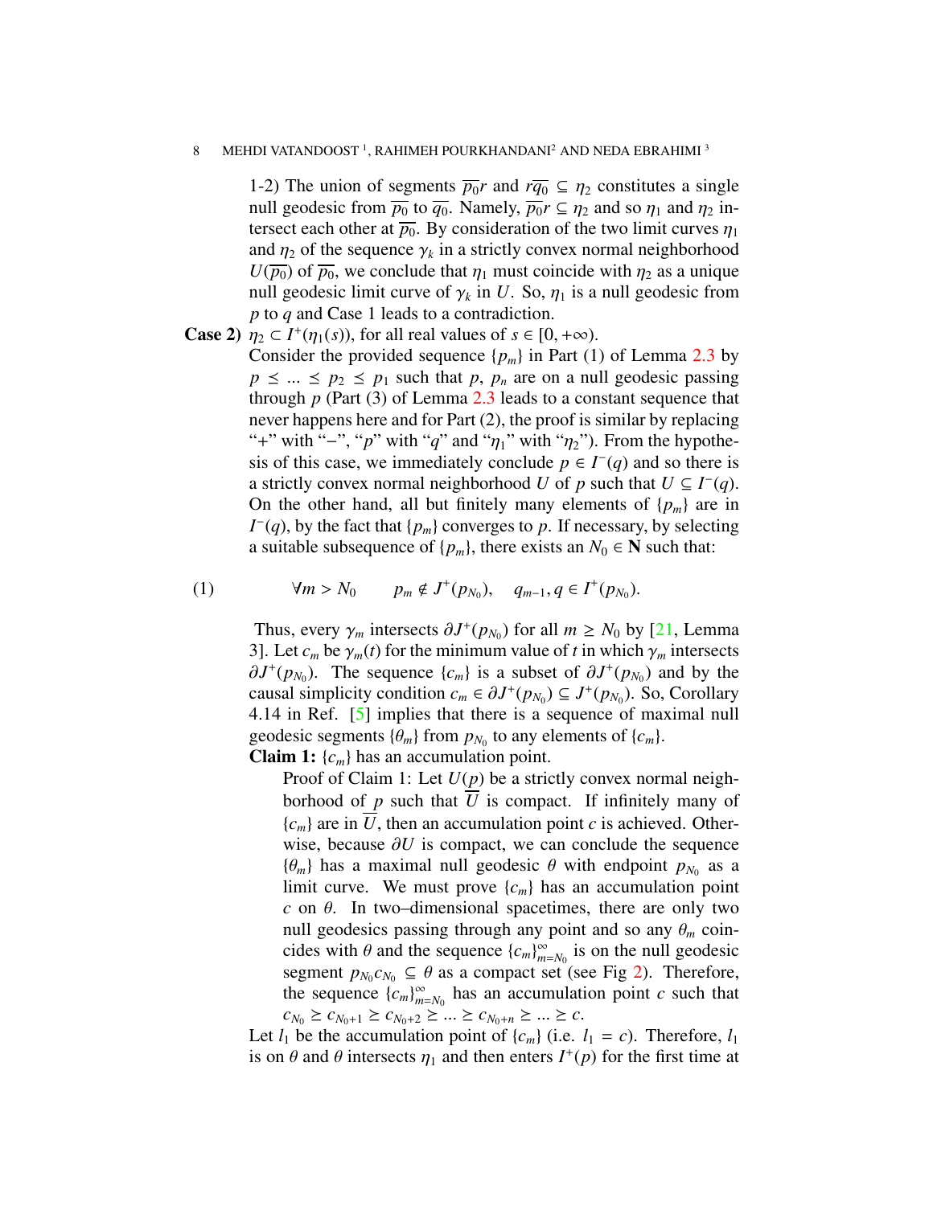1-2) The union of segments $\overline{p_0}r$ and $r\overline{q_0} \subseteq \eta_2$ constitutes a single null geodesic from $\overline{p_0}$ to $\overline{q_0}$. Namely, $\overline{p_0}r \subseteq \eta_2$ and so $\eta_1$ and $\eta_2$ intersect each other at $\overline{p_0}$. By consideration of the two limit curves $\eta_1$ and $\eta_2$ of the sequence $\gamma_k$ in a strictly convex normal neighborhood $U(\overline{p_0})$ of $\overline{p_0}$, we conclude that $\eta_1$ must coincide with $\eta_2$ as a unique null geodesic limit curve of $\gamma_k$ in $U$. So, $\eta_1$ is a null geodesic from $p$ to $q$ and Case 1 leads to a contradiction.

**Case 2)** $\eta_2 \subset I^+(\eta_1(s))$, for all real values of $s \in [0, +\infty)$.
Consider the provided sequence $\{p_m\}$ in Part (1) of Lemma 2.3 by $p \preceq ... \preceq p_2 \preceq p_1$ such that $p$, $p_n$ are on a null geodesic passing through $p$ (Part (3) of Lemma 2.3 leads to a constant sequence that never happens here and for Part (2), the proof is similar by replacing "+" with "−", "$p$" with "$q$" and "$\eta_1$" with "$\eta_2$"). From the hypothesis of this case, we immediately conclude $p \in I^-(q)$ and so there is a strictly convex normal neighborhood $U$ of $p$ such that $U \subseteq I^-(q)$. On the other hand, all but finitely many elements of $\{p_m\}$ are in $I^-(q)$, by the fact that $\{p_m\}$ converges to $p$. If necessary, by selecting a suitable subsequence of $\{p_m\}$, there exists an $N_0 \in \mathbf{N}$ such that:

$$\forall m > N_0 \qquad p_m \notin J^+(p_{N_0}), \quad q_{m-1}, q \in I^+(p_{N_0}). \tag{1}$$

Thus, every $\gamma_m$ intersects $\partial J^+(p_{N_0})$ for all $m \geq N_0$ by [21, Lemma 3]. Let $c_m$ be $\gamma_m(t)$ for the minimum value of $t$ in which $\gamma_m$ intersects $\partial J^+(p_{N_0})$. The sequence $\{c_m\}$ is a subset of $\partial J^+(p_{N_0})$ and by the causal simplicity condition $c_m \in \partial J^+(p_{N_0}) \subseteq J^+(p_{N_0})$. So, Corollary 4.14 in Ref. [5] implies that there is a sequence of maximal null geodesic segments $\{\theta_m\}$ from $p_{N_0}$ to any elements of $\{c_m\}$.

**Claim 1:** $\{c_m\}$ has an accumulation point.

Proof of Claim 1: Let $U(p)$ be a strictly convex normal neighborhood of $p$ such that $\overline{U}$ is compact. If infinitely many of $\{c_m\}$ are in $\overline{U}$, then an accumulation point $c$ is achieved. Otherwise, because $\partial U$ is compact, we can conclude the sequence $\{\theta_m\}$ has a maximal null geodesic $\theta$ with endpoint $p_{N_0}$ as a limit curve. We must prove $\{c_m\}$ has an accumulation point $c$ on $\theta$. In two–dimensional spacetimes, there are only two null geodesics passing through any point and so any $\theta_m$ coincides with $\theta$ and the sequence $\{c_m\}_{m=N_0}^{\infty}$ is on the null geodesic segment $p_{N_0}c_{N_0} \subseteq \theta$ as a compact set (see Fig 2). Therefore, the sequence $\{c_m\}_{m=N_0}^{\infty}$ has an accumulation point $c$ such that $c_{N_0} \succeq c_{N_0+1} \succeq c_{N_0+2} \succeq ... \succeq c_{N_0+n} \succeq ... \succeq c$.

Let $l_1$ be the accumulation point of $\{c_m\}$ (i.e. $l_1 = c$). Therefore, $l_1$ is on $\theta$ and $\theta$ intersects $\eta_1$ and then enters $I^+(p)$ for the first time at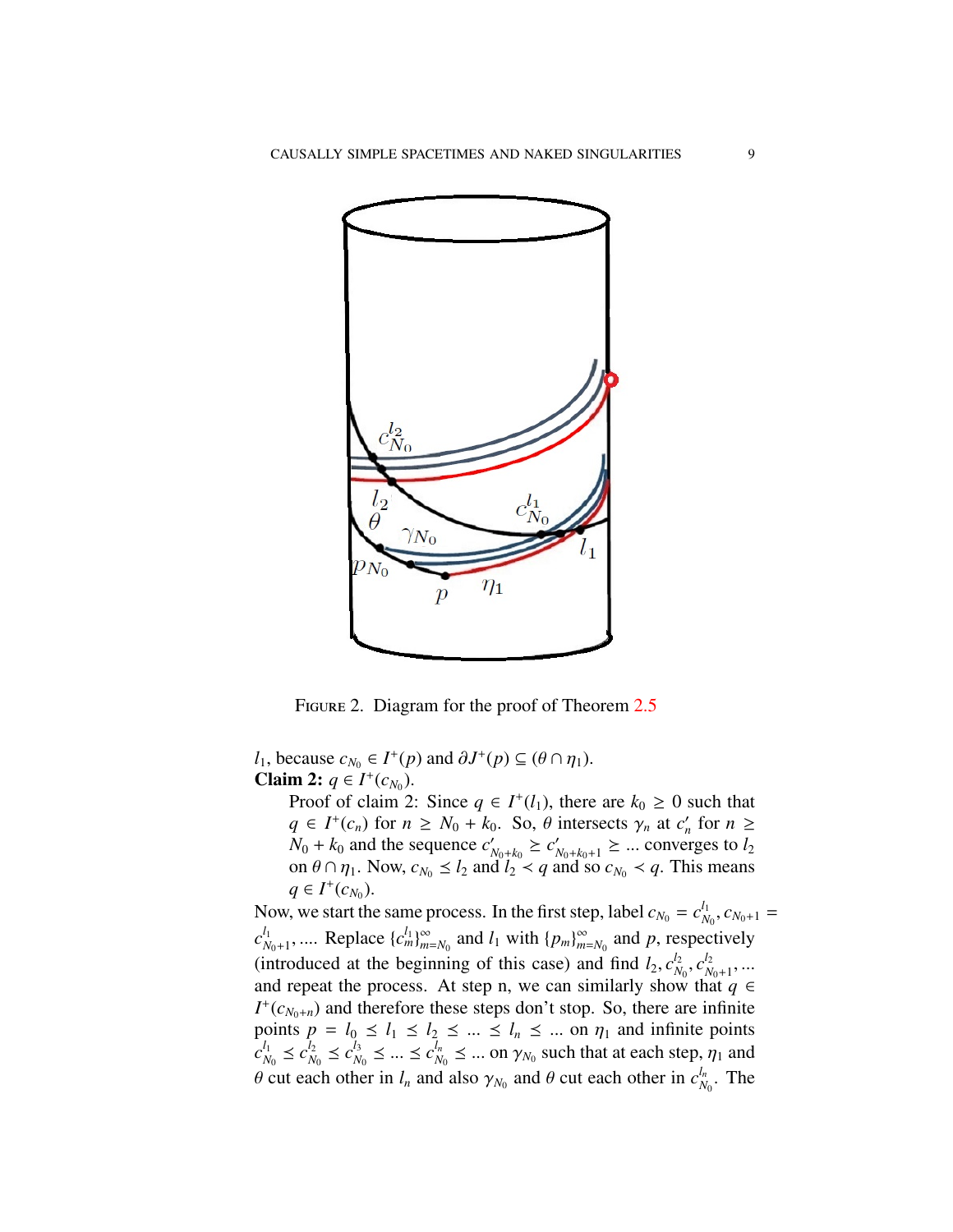Figure 2. Diagram for the proof of Theorem 2.5

$l_1$, because $c_{N_0} \in I^+(p)$ and $\partial J^+(p) \subseteq (\theta \cap \eta_1)$.

**Claim 2:** $q \in I^+(c_{N_0})$.

Proof of claim 2: Since $q \in I^+(l_1)$, there are $k_0 \geq 0$ such that $q \in I^+(c_n)$ for $n \geq N_0 + k_0$. So, $\theta$ intersects $\gamma_n$ at $c'_n$ for $n \geq N_0 + k_0$ and the sequence $c'_{N_0+k_0} \geq c'_{N_0+k_0+1} \geq ...$ converges to $l_2$ on $\theta \cap \eta_1$. Now, $c_{N_0} \leq l_2$ and $l_2 \prec q$ and so $c_{N_0} \prec q$. This means $q \in I^+(c_{N_0})$.

Now, we start the same process. In the first step, label $c_{N_0} = c^{l_1}_{N_0}, c_{N_0+1} = c^{l_1}_{N_0+1}, ....$ Replace $\{c^{l_1}_m\}^{\infty}_{m=N_0}$ and $l_1$ with $\{p_m\}^{\infty}_{m=N_0}$ and $p$, respectively (introduced at the beginning of this case) and find $l_2, c^{l_2}_{N_0}, c^{l_2}_{N_0+1}, ...$ and repeat the process. At step n, we can similarly show that $q \in I^+(c_{N_0+n})$ and therefore these steps don't stop. So, there are infinite points $p = l_0 \preceq l_1 \preceq l_2 \preceq ... \preceq l_n \preceq ...$ on $\eta_1$ and infinite points $c^{l_1}_{N_0} \preceq c^{l_2}_{N_0} \preceq c^{l_3}_{N_0} \preceq ... \preceq c^{l_n}_{N_0} \preceq ...$ on $\gamma_{N_0}$ such that at each step, $\eta_1$ and $\theta$ cut each other in $l_n$ and also $\gamma_{N_0}$ and $\theta$ cut each other in $c^{l_n}_{N_0}$. The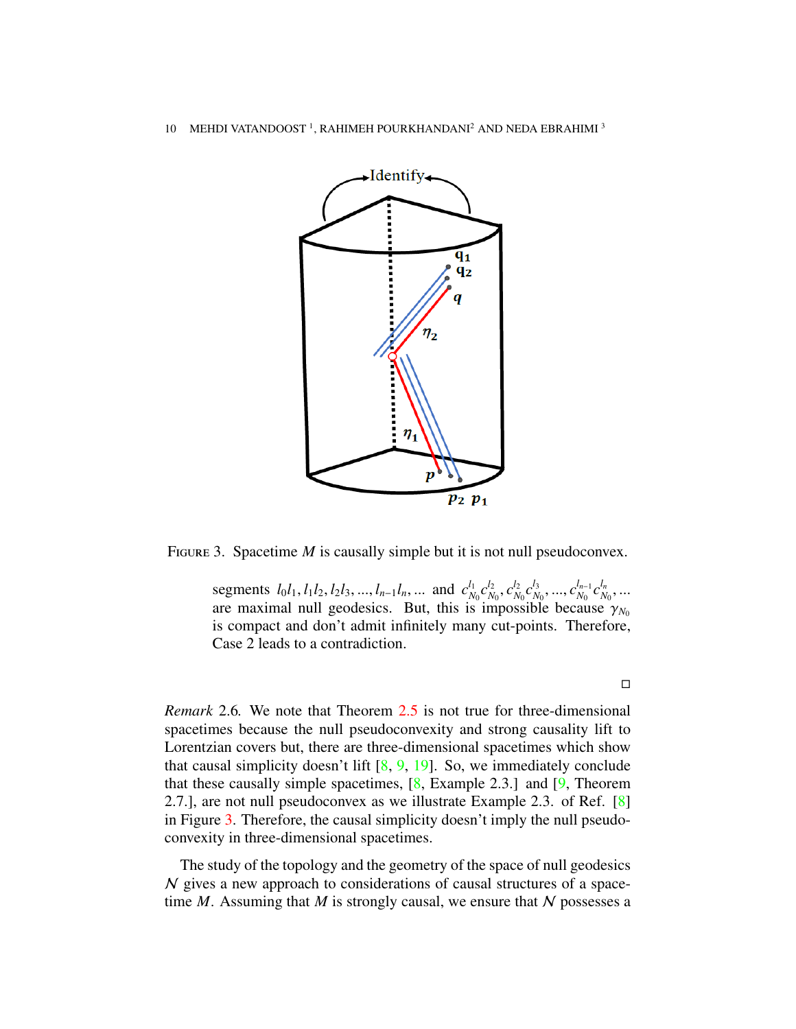FIGURE 3. Spacetime $M$ is causally simple but it is not null pseudoconvex.

segments $l_0l_1, l_1l_2, l_2l_3, ..., l_{n-1}l_n, ...$ and $c_{N_0}^{l_1}c_{N_0}^{l_2}, c_{N_0}^{l_2}c_{N_0}^{l_3}, ..., c_{N_0}^{l_{n-1}}c_{N_0}^{l_n}, ...$ are maximal null geodesics. But, this is impossible because $\gamma_{N_0}$ is compact and don't admit infinitely many cut-points. Therefore, Case 2 leads to a contradiction.

□

*Remark* 2.6. We note that Theorem 2.5 is not true for three-dimensional spacetimes because the null pseudoconvexity and strong causality lift to Lorentzian covers but, there are three-dimensional spacetimes which show that causal simplicity doesn't lift [8, 9, 19]. So, we immediately conclude that these causally simple spacetimes, [8, Example 2.3.] and [9, Theorem 2.7.], are not null pseudoconvex as we illustrate Example 2.3. of Ref. [8] in Figure 3. Therefore, the causal simplicity doesn't imply the null pseudoconvexity in three-dimensional spacetimes.

The study of the topology and the geometry of the space of null geodesics $\mathcal{N}$ gives a new approach to considerations of causal structures of a spacetime $M$. Assuming that $M$ is strongly causal, we ensure that $\mathcal{N}$ possesses a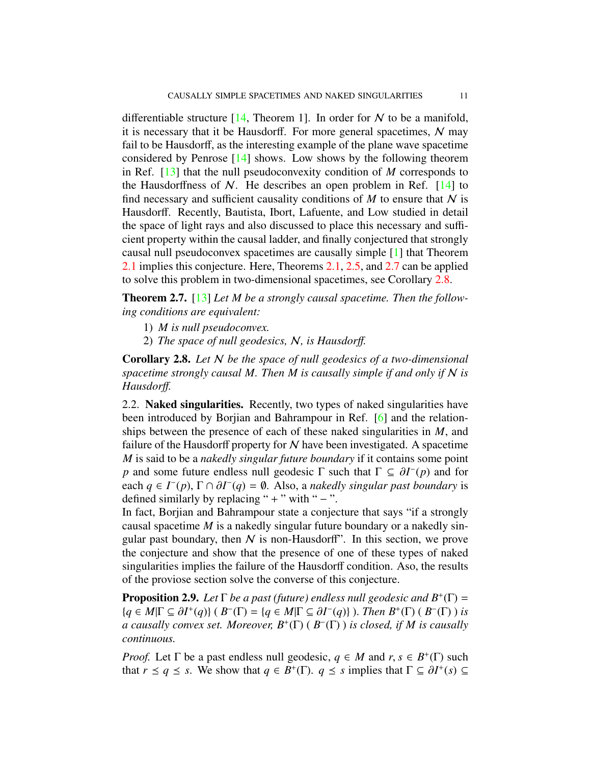differentiable structure [14, Theorem 1]. In order for $\mathcal{N}$ to be a manifold, it is necessary that it be Hausdorff. For more general spacetimes, $\mathcal{N}$ may fail to be Hausdorff, as the interesting example of the plane wave spacetime considered by Penrose [14] shows. Low shows by the following theorem in Ref. [13] that the null pseudoconvexity condition of $M$ corresponds to the Hausdorffness of $\mathcal{N}$. He describes an open problem in Ref. [14] to find necessary and sufficient causality conditions of $M$ to ensure that $\mathcal{N}$ is Hausdorff. Recently, Bautista, Ibort, Lafuente, and Low studied in detail the space of light rays and also discussed to place this necessary and sufficient property within the causal ladder, and finally conjectured that strongly causal null pseudoconvex spacetimes are causally simple [1] that Theorem 2.1 implies this conjecture. Here, Theorems 2.1, 2.5, and 2.7 can be applied to solve this problem in two-dimensional spacetimes, see Corollary 2.8.

**Theorem 2.7.** [13] *Let $M$ be a strongly causal spacetime. Then the following conditions are equivalent:*

1) *$M$ is null pseudoconvex.*
2) *The space of null geodesics, $\mathcal{N}$, is Hausdorff.*

**Corollary 2.8.** *Let $\mathcal{N}$ be the space of null geodesics of a two-dimensional spacetime strongly causal $M$. Then $M$ is causally simple if and only if $\mathcal{N}$ is Hausdorff.*

2.2. **Naked singularities.** Recently, two types of naked singularities have been introduced by Borjian and Bahrampour in Ref. [6] and the relationships between the presence of each of these naked singularities in $M$, and failure of the Hausdorff property for $\mathcal{N}$ have been investigated. A spacetime $M$ is said to be a *nakedly singular future boundary* if it contains some point $p$ and some future endless null geodesic $\Gamma$ such that $\Gamma \subseteq \partial I^-(p)$ and for each $q \in I^-(p)$, $\Gamma \cap \partial I^-(q) = \emptyset$. Also, a *nakedly singular past boundary* is defined similarly by replacing " + " with " − ".
In fact, Borjian and Bahrampour state a conjecture that says "if a strongly causal spacetime $M$ is a nakedly singular future boundary or a nakedly singular past boundary, then $\mathcal{N}$ is non-Hausdorff". In this section, we prove the conjecture and show that the presence of one of these types of naked singularities implies the failure of the Hausdorff condition. Aso, the results of the proviose section solve the converse of this conjecture.

**Proposition 2.9.** *Let $\Gamma$ be a past (future) endless null geodesic and $B^+(\Gamma) = \{q \in M | \Gamma \subseteq \partial I^+(q)\}$ ( $B^-(\Gamma) = \{q \in M | \Gamma \subseteq \partial I^-(q)\}$ ). Then $B^+(\Gamma)$ ( $B^-(\Gamma)$ ) is a causally convex set. Moreover, $B^+(\Gamma)$ ( $B^-(\Gamma)$ ) is closed, if $M$ is causally continuous.*

*Proof.* Let $\Gamma$ be a past endless null geodesic, $q \in M$ and $r, s \in B^+(\Gamma)$ such that $r \leq q \leq s$. We show that $q \in B^+(\Gamma)$. $q \leq s$ implies that $\Gamma \subseteq \partial I^+(s) \subseteq$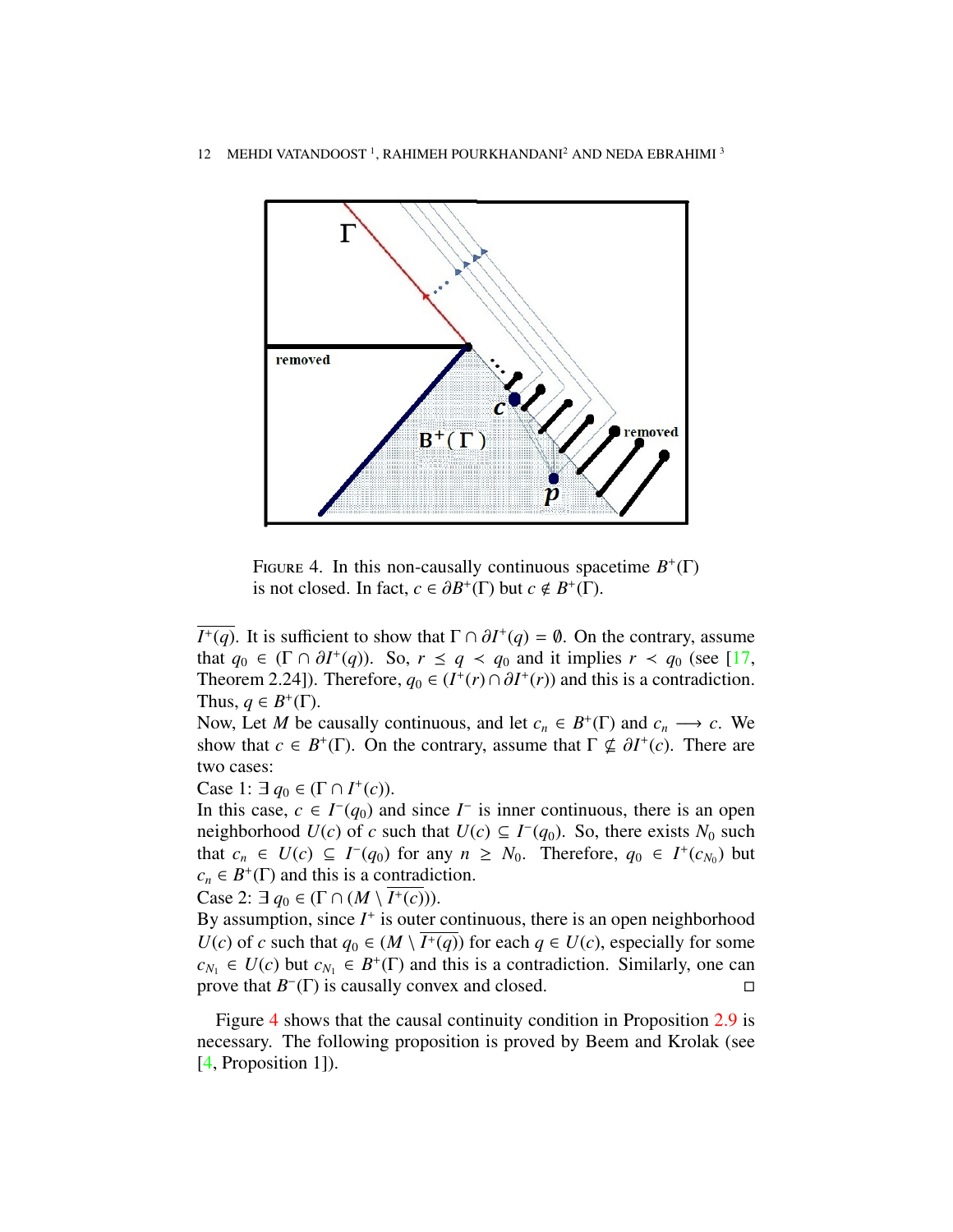FIGURE 4. In this non-causally continuous spacetime $B^+(\Gamma)$ is not closed. In fact, $c \in \partial B^+(\Gamma)$ but $c \notin B^+(\Gamma)$.

$\overline{I^+(q)}$. It is sufficient to show that $\Gamma \cap \partial I^+(q) = \emptyset$. On the contrary, assume that $q_0 \in (\Gamma \cap \partial I^+(q))$. So, $r \preceq q \prec q_0$ and it implies $r \prec q_0$ (see [17, Theorem 2.24]). Therefore, $q_0 \in (I^+(r) \cap \partial I^+(r))$ and this is a contradiction. Thus, $q \in B^+(\Gamma)$.

Now, Let $M$ be causally continuous, and let $c_n \in B^+(\Gamma)$ and $c_n \longrightarrow c$. We show that $c \in B^+(\Gamma)$. On the contrary, assume that $\Gamma \nsubseteq \partial I^+(c)$. There are two cases:

Case 1: $\exists\, q_0 \in (\Gamma \cap I^+(c))$.

In this case, $c \in I^-(q_0)$ and since $I^-$ is inner continuous, there is an open neighborhood $U(c)$ of $c$ such that $U(c) \subseteq I^-(q_0)$. So, there exists $N_0$ such that $c_n \in U(c) \subseteq I^-(q_0)$ for any $n \geq N_0$. Therefore, $q_0 \in I^+(c_{N_0})$ but $c_n \in B^+(\Gamma)$ and this is a contradiction.

Case 2: $\exists\, q_0 \in (\Gamma \cap (M \setminus \overline{I^+(c)}))$.

By assumption, since $I^+$ is outer continuous, there is an open neighborhood $U(c)$ of $c$ such that $q_0 \in (M \setminus \overline{I^+(q)})$ for each $q \in U(c)$, especially for some $c_{N_1} \in U(c)$ but $c_{N_1} \in B^+(\Gamma)$ and this is a contradiction. Similarly, one can prove that $B^-(\Gamma)$ is causally convex and closed. $\square$

Figure 4 shows that the causal continuity condition in Proposition 2.9 is necessary. The following proposition is proved by Beem and Krolak (see [4, Proposition 1]).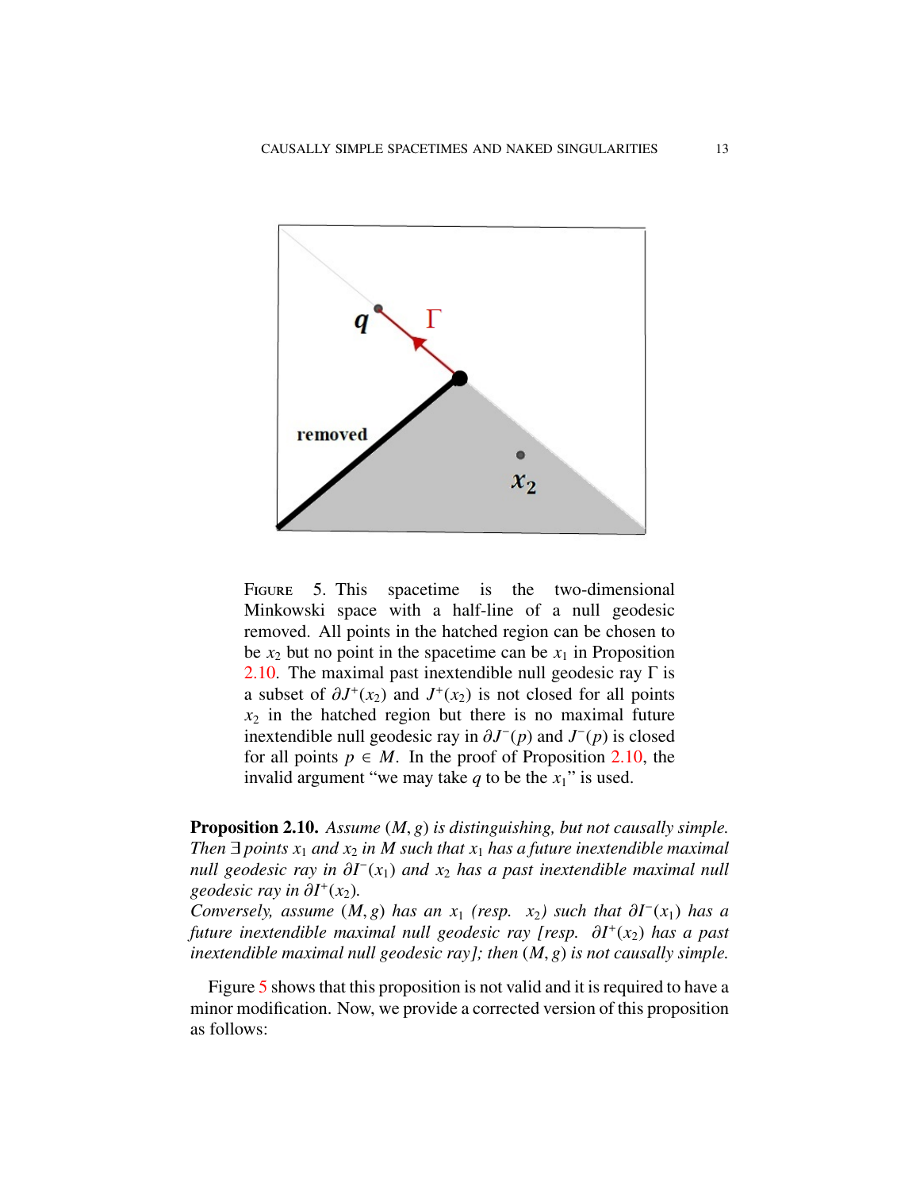FIGURE 5. This spacetime is the two-dimensional Minkowski space with a half-line of a null geodesic removed. All points in the hatched region can be chosen to be $x_2$ but no point in the spacetime can be $x_1$ in Proposition 2.10. The maximal past inextendible null geodesic ray $\Gamma$ is a subset of $\partial J^+(x_2)$ and $J^+(x_2)$ is not closed for all points $x_2$ in the hatched region but there is no maximal future inextendible null geodesic ray in $\partial J^-(p)$ and $J^-(p)$ is closed for all points $p \in M$. In the proof of Proposition 2.10, the invalid argument "we may take $q$ to be the $x_1$" is used.

**Proposition 2.10.** *Assume $(M, g)$ is distinguishing, but not causally simple. Then $\exists$ points $x_1$ and $x_2$ in $M$ such that $x_1$ has a future inextendible maximal null geodesic ray in $\partial I^-(x_1)$ and $x_2$ has a past inextendible maximal null geodesic ray in $\partial I^+(x_2)$.*
*Conversely, assume $(M, g)$ has an $x_1$ (resp. $x_2$) such that $\partial I^-(x_1)$ has a future inextendible maximal null geodesic ray [resp. $\partial I^+(x_2)$ has a past inextendible maximal null geodesic ray]; then $(M, g)$ is not causally simple.*

Figure 5 shows that this proposition is not valid and it is required to have a minor modification. Now, we provide a corrected version of this proposition as follows: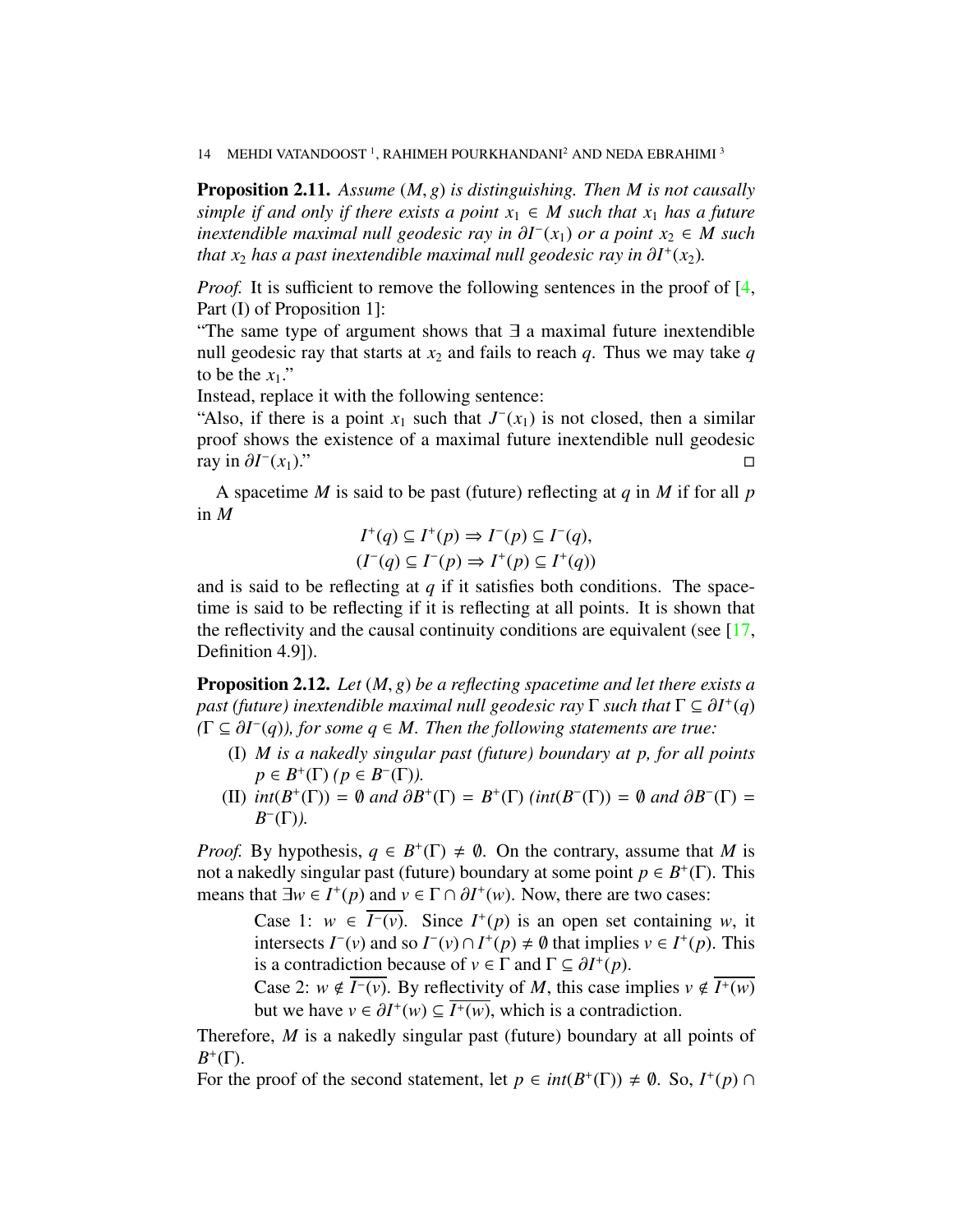**Proposition 2.11.** *Assume $(M, g)$ is distinguishing. Then $M$ is not causally simple if and only if there exists a point $x_1 \in M$ such that $x_1$ has a future inextendible maximal null geodesic ray in $\partial I^-(x_1)$ or a point $x_2 \in M$ such that $x_2$ has a past inextendible maximal null geodesic ray in $\partial I^+(x_2)$.*

*Proof.* It is sufficient to remove the following sentences in the proof of [4, Part (I) of Proposition 1]:

"The same type of argument shows that $\exists$ a maximal future inextendible null geodesic ray that starts at $x_2$ and fails to reach $q$. Thus we may take $q$ to be the $x_1$."

Instead, replace it with the following sentence:

"Also, if there is a point $x_1$ such that $J^-(x_1)$ is not closed, then a similar proof shows the existence of a maximal future inextendible null geodesic ray in $\partial I^-(x_1)$." $\square$

A spacetime $M$ is said to be past (future) reflecting at $q$ in $M$ if for all $p$ in $M$

$$I^+(q) \subseteq I^+(p) \Rightarrow I^-(p) \subseteq I^-(q),$$
$$(I^-(q) \subseteq I^-(p) \Rightarrow I^+(p) \subseteq I^+(q))$$

and is said to be reflecting at $q$ if it satisfies both conditions. The spacetime is said to be reflecting if it is reflecting at all points. It is shown that the reflectivity and the causal continuity conditions are equivalent (see [17, Definition 4.9]).

**Proposition 2.12.** *Let $(M, g)$ be a reflecting spacetime and let there exists a past (future) inextendible maximal null geodesic ray $\Gamma$ such that $\Gamma \subseteq \partial I^+(q)$ ($\Gamma \subseteq \partial I^-(q)$), for some $q \in M$. Then the following statements are true:*

- (I) *$M$ is a nakedly singular past (future) boundary at $p$, for all points $p \in B^+(\Gamma)$ ($p \in B^-(\Gamma)$).*
- (II) *$int(B^+(\Gamma)) = \emptyset$ and $\partial B^+(\Gamma) = B^+(\Gamma)$ ($int(B^-(\Gamma)) = \emptyset$ and $\partial B^-(\Gamma) = B^-(\Gamma)$).*

*Proof.* By hypothesis, $q \in B^+(\Gamma) \neq \emptyset$. On the contrary, assume that $M$ is not a nakedly singular past (future) boundary at some point $p \in B^+(\Gamma)$. This means that $\exists w \in I^+(p)$ and $v \in \Gamma \cap \partial I^+(w)$. Now, there are two cases:

Case 1: $w \in \overline{I^-(v)}$. Since $I^+(p)$ is an open set containing $w$, it intersects $I^-(v)$ and so $I^-(v) \cap I^+(p) \neq \emptyset$ that implies $v \in I^+(p)$. This is a contradiction because of $v \in \Gamma$ and $\Gamma \subseteq \partial I^+(p)$.

Case 2: $w \notin \overline{I^-(v)}$. By reflectivity of $M$, this case implies $v \notin \overline{I^+(w)}$ but we have $v \in \partial I^+(w) \subseteq \overline{I^+(w)}$, which is a contradiction.

Therefore, $M$ is a nakedly singular past (future) boundary at all points of $B^+(\Gamma)$.

For the proof of the second statement, let $p \in int(B^+(\Gamma)) \neq \emptyset$. So, $I^+(p) \cap$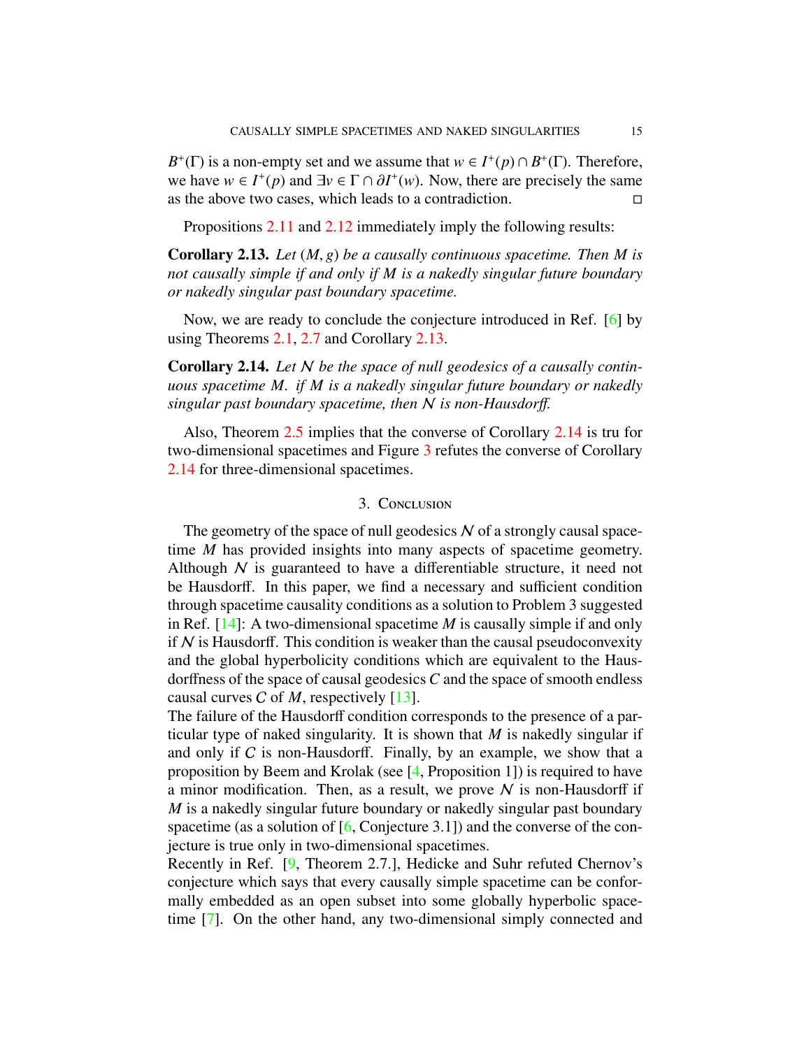$B^+(\Gamma)$ is a non-empty set and we assume that $w \in I^+(p) \cap B^+(\Gamma)$. Therefore, we have $w \in I^+(p)$ and $\exists v \in \Gamma \cap \partial I^+(w)$. Now, there are precisely the same as the above two cases, which leads to a contradiction. ◻

Propositions 2.11 and 2.12 immediately imply the following results:

**Corollary 2.13.** *Let $(M, g)$ be a causally continuous spacetime. Then $M$ is not causally simple if and only if $M$ is a nakedly singular future boundary or nakedly singular past boundary spacetime.*

Now, we are ready to conclude the conjecture introduced in Ref. [6] by using Theorems 2.1, 2.7 and Corollary 2.13.

**Corollary 2.14.** *Let $\mathcal{N}$ be the space of null geodesics of a causally continuous spacetime $M$. if $M$ is a nakedly singular future boundary or nakedly singular past boundary spacetime, then $\mathcal{N}$ is non-Hausdorff.*

Also, Theorem 2.5 implies that the converse of Corollary 2.14 is tru for two-dimensional spacetimes and Figure 3 refutes the converse of Corollary 2.14 for three-dimensional spacetimes.

## 3. Conclusion

The geometry of the space of null geodesics $\mathcal{N}$ of a strongly causal spacetime $M$ has provided insights into many aspects of spacetime geometry. Although $\mathcal{N}$ is guaranteed to have a differentiable structure, it need not be Hausdorff. In this paper, we find a necessary and sufficient condition through spacetime causality conditions as a solution to Problem 3 suggested in Ref. [14]: A two-dimensional spacetime $M$ is causally simple if and only if $\mathcal{N}$ is Hausdorff. This condition is weaker than the causal pseudoconvexity and the global hyperbolicity conditions which are equivalent to the Hausdorffness of the space of causal geodesics $C$ and the space of smooth endless causal curves $C$ of $M$, respectively [13].
The failure of the Hausdorff condition corresponds to the presence of a particular type of naked singularity. It is shown that $M$ is nakedly singular if and only if $C$ is non-Hausdorff. Finally, by an example, we show that a proposition by Beem and Krolak (see [4, Proposition 1]) is required to have a minor modification. Then, as a result, we prove $\mathcal{N}$ is non-Hausdorff if $M$ is a nakedly singular future boundary or nakedly singular past boundary spacetime (as a solution of [6, Conjecture 3.1]) and the converse of the conjecture is true only in two-dimensional spacetimes.
Recently in Ref. [9, Theorem 2.7.], Hedicke and Suhr refuted Chernov's conjecture which says that every causally simple spacetime can be conformally embedded as an open subset into some globally hyperbolic spacetime [7]. On the other hand, any two-dimensional simply connected and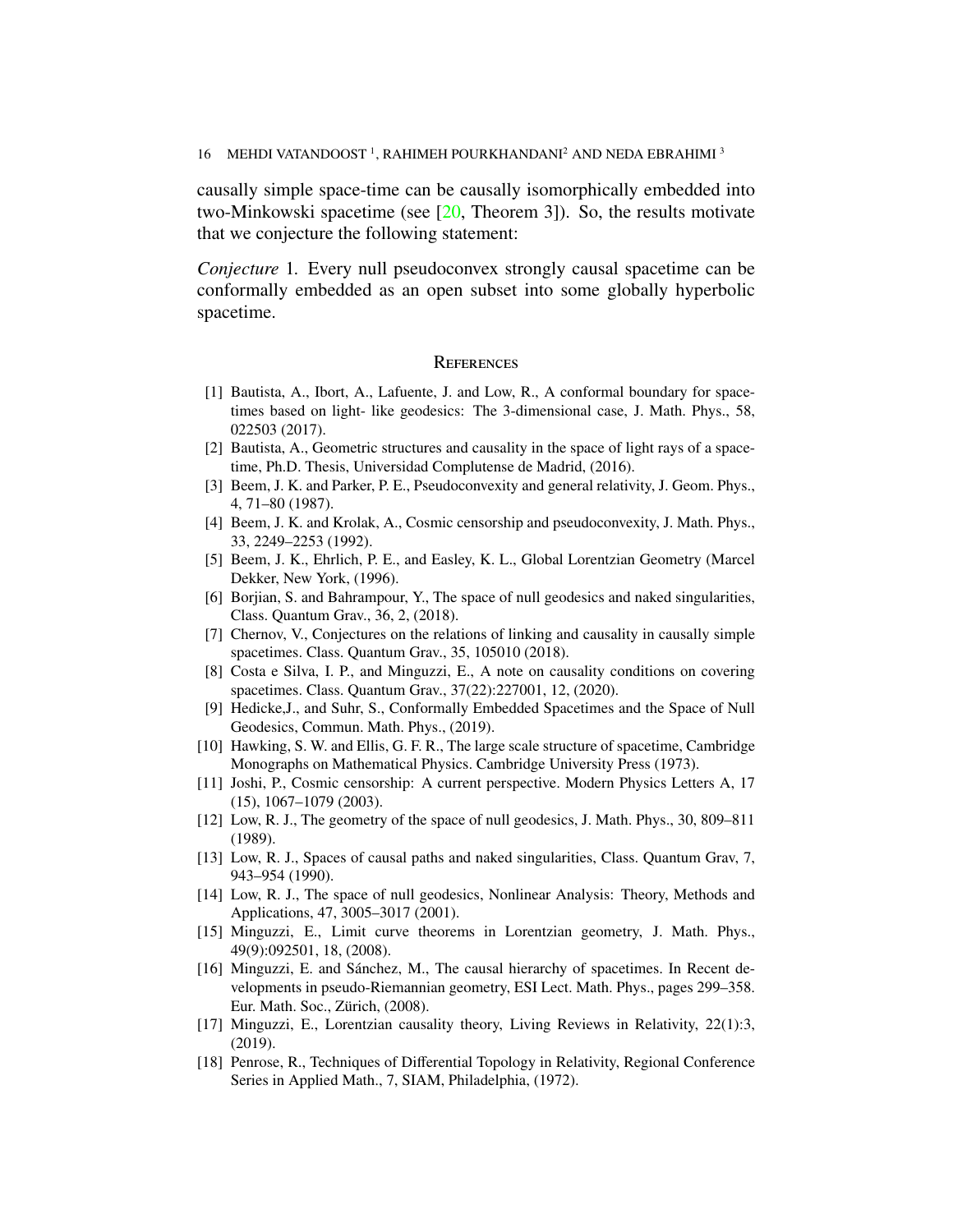causally simple space-time can be causally isomorphically embedded into two-Minkowski spacetime (see [20, Theorem 3]). So, the results motivate that we conjecture the following statement:

*Conjecture* 1. Every null pseudoconvex strongly causal spacetime can be conformally embedded as an open subset into some globally hyperbolic spacetime.

## References

[1] Bautista, A., Ibort, A., Lafuente, J. and Low, R., A conformal boundary for spacetimes based on light- like geodesics: The 3-dimensional case, J. Math. Phys., 58, 022503 (2017).

[2] Bautista, A., Geometric structures and causality in the space of light rays of a spacetime, Ph.D. Thesis, Universidad Complutense de Madrid, (2016).

[3] Beem, J. K. and Parker, P. E., Pseudoconvexity and general relativity, J. Geom. Phys., 4, 71–80 (1987).

[4] Beem, J. K. and Krolak, A., Cosmic censorship and pseudoconvexity, J. Math. Phys., 33, 2249–2253 (1992).

[5] Beem, J. K., Ehrlich, P. E., and Easley, K. L., Global Lorentzian Geometry (Marcel Dekker, New York, (1996).

[6] Borjian, S. and Bahrampour, Y., The space of null geodesics and naked singularities, Class. Quantum Grav., 36, 2, (2018).

[7] Chernov, V., Conjectures on the relations of linking and causality in causally simple spacetimes. Class. Quantum Grav., 35, 105010 (2018).

[8] Costa e Silva, I. P., and Minguzzi, E., A note on causality conditions on covering spacetimes. Class. Quantum Grav., 37(22):227001, 12, (2020).

[9] Hedicke,J., and Suhr, S., Conformally Embedded Spacetimes and the Space of Null Geodesics, Commun. Math. Phys., (2019).

[10] Hawking, S. W. and Ellis, G. F. R., The large scale structure of spacetime, Cambridge Monographs on Mathematical Physics. Cambridge University Press (1973).

[11] Joshi, P., Cosmic censorship: A current perspective. Modern Physics Letters A, 17 (15), 1067–1079 (2003).

[12] Low, R. J., The geometry of the space of null geodesics, J. Math. Phys., 30, 809–811 (1989).

[13] Low, R. J., Spaces of causal paths and naked singularities, Class. Quantum Grav, 7, 943–954 (1990).

[14] Low, R. J., The space of null geodesics, Nonlinear Analysis: Theory, Methods and Applications, 47, 3005–3017 (2001).

[15] Minguzzi, E., Limit curve theorems in Lorentzian geometry, J. Math. Phys., 49(9):092501, 18, (2008).

[16] Minguzzi, E. and Sánchez, M., The causal hierarchy of spacetimes. In Recent developments in pseudo-Riemannian geometry, ESI Lect. Math. Phys., pages 299–358. Eur. Math. Soc., Zürich, (2008).

[17] Minguzzi, E., Lorentzian causality theory, Living Reviews in Relativity, 22(1):3, (2019).

[18] Penrose, R., Techniques of Differential Topology in Relativity, Regional Conference Series in Applied Math., 7, SIAM, Philadelphia, (1972).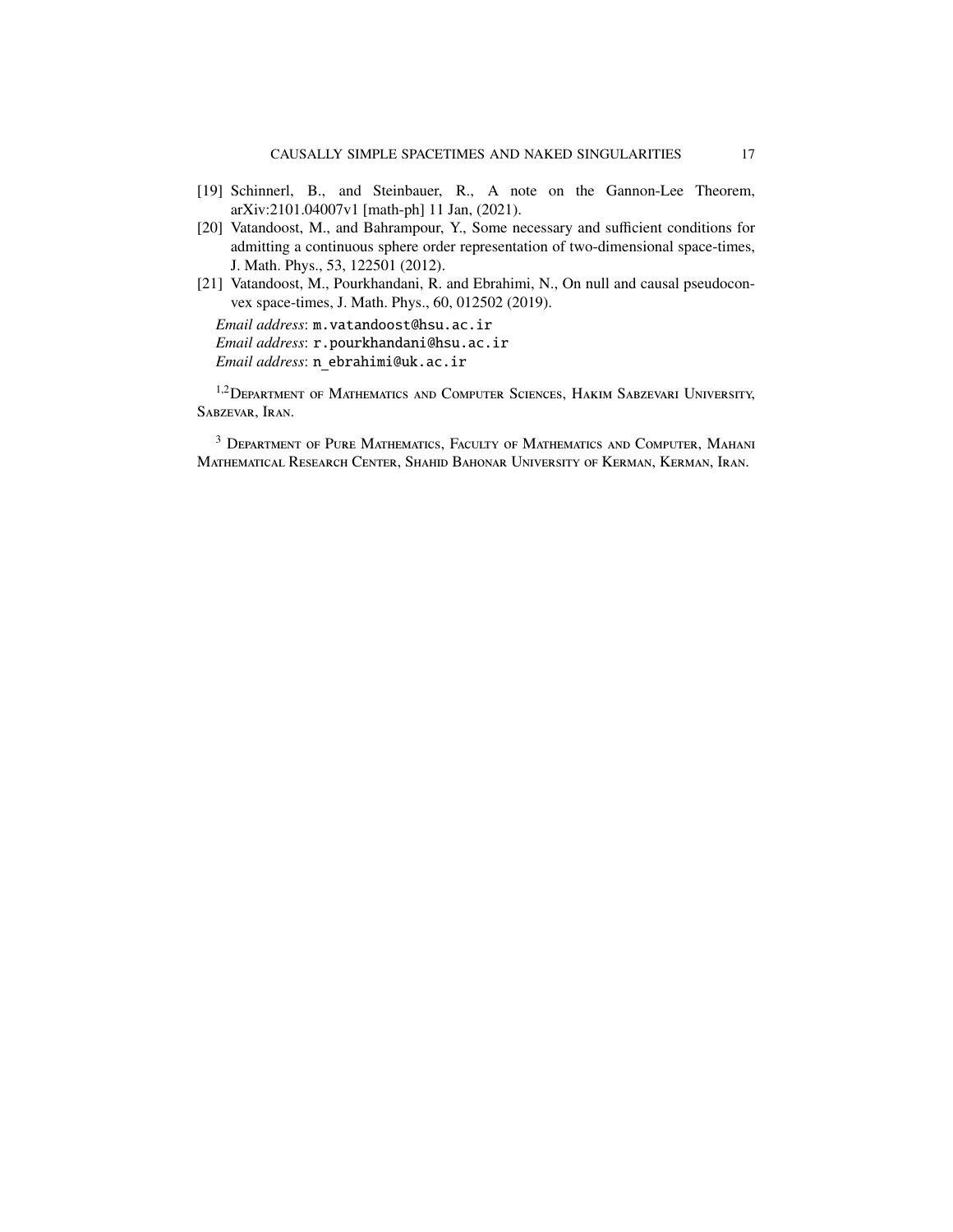[19] Schinnerl, B., and Steinbauer, R., A note on the Gannon-Lee Theorem, arXiv:2101.04007v1 [math-ph] 11 Jan, (2021).

[20] Vatandoost, M., and Bahrampour, Y., Some necessary and sufficient conditions for admitting a continuous sphere order representation of two-dimensional space-times, J. Math. Phys., 53, 122501 (2012).

[21] Vatandoost, M., Pourkhandani, R. and Ebrahimi, N., On null and causal pseudoconvex space-times, J. Math. Phys., 60, 012502 (2019).

*Email address*: m.vatandoost@hsu.ac.ir  
*Email address*: r.pourkhandani@hsu.ac.ir  
*Email address*: n_ebrahimi@uk.ac.ir

[1,2]Department of Mathematics and Computer Sciences, Hakim Sabzevari University, Sabzevar, Iran.

[3] Department of Pure Mathematics, Faculty of Mathematics and Computer, Mahani Mathematical Research Center, Shahid Bahonar University of Kerman, Kerman, Iran.